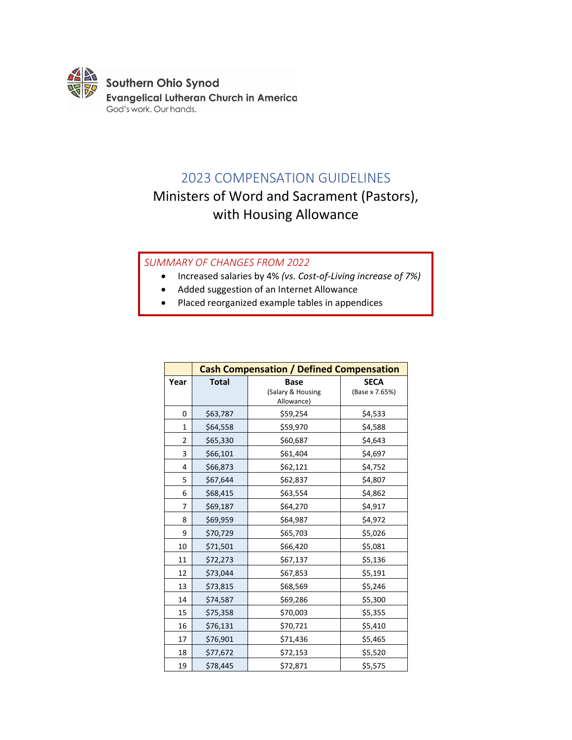Southern Ohio Synod
Evangelical Lutheran Church in America
God's work. Our hands.

# 2023 COMPENSATION GUIDELINES

## Ministers of Word and Sacrament (Pastors), with Housing Allowance

*SUMMARY OF CHANGES FROM 2022*

- Increased salaries by 4% *(vs. Cost-of-Living increase of 7%)*
- Added suggestion of an Internet Allowance
- Placed reorganized example tables in appendices

| | **Cash Compensation / Defined Compensation** | | |
|---|---|---|---|
| **Year** | **Total** | **Base** (Salary & Housing Allowance) | **SECA** (Base x 7.65%) |
| 0 | $63,787 | $59,254 | $4,533 |
| 1 | $64,558 | $59,970 | $4,588 |
| 2 | $65,330 | $60,687 | $4,643 |
| 3 | $66,101 | $61,404 | $4,697 |
| 4 | $66,873 | $62,121 | $4,752 |
| 5 | $67,644 | $62,837 | $4,807 |
| 6 | $68,415 | $63,554 | $4,862 |
| 7 | $69,187 | $64,270 | $4,917 |
| 8 | $69,959 | $64,987 | $4,972 |
| 9 | $70,729 | $65,703 | $5,026 |
| 10 | $71,501 | $66,420 | $5,081 |
| 11 | $72,273 | $67,137 | $5,136 |
| 12 | $73,044 | $67,853 | $5,191 |
| 13 | $73,815 | $68,569 | $5,246 |
| 14 | $74,587 | $69,286 | $5,300 |
| 15 | $75,358 | $70,003 | $5,355 |
| 16 | $76,131 | $70,721 | $5,410 |
| 17 | $76,901 | $71,436 | $5,465 |
| 18 | $77,672 | $72,153 | $5,520 |
| 19 | $78,445 | $72,871 | $5,575 |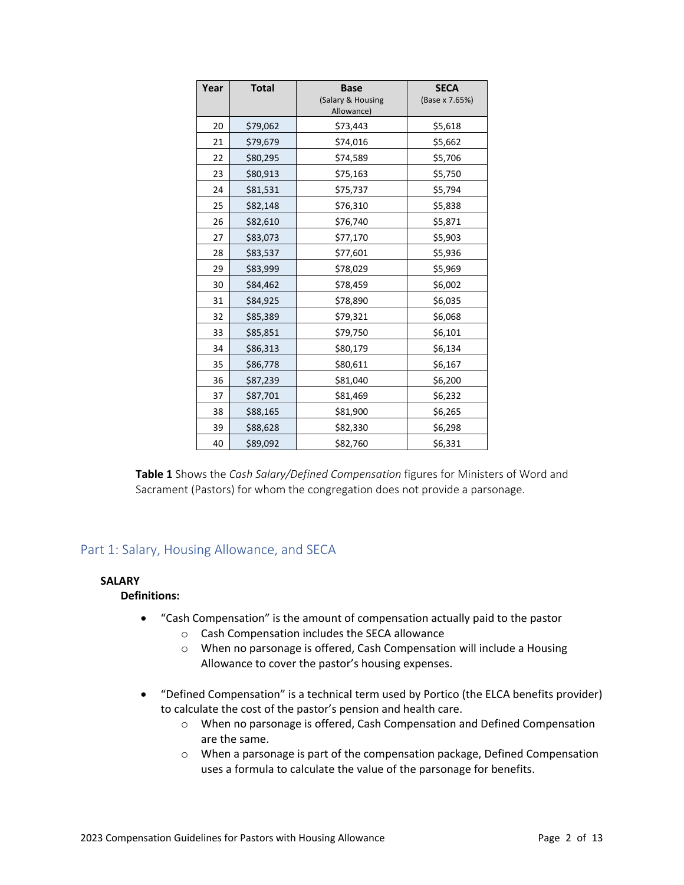| Year | Total | Base (Salary & Housing Allowance) | SECA (Base x 7.65%) |
| --- | --- | --- | --- |
| 20 | $79,062 | $73,443 | $5,618 |
| 21 | $79,679 | $74,016 | $5,662 |
| 22 | $80,295 | $74,589 | $5,706 |
| 23 | $80,913 | $75,163 | $5,750 |
| 24 | $81,531 | $75,737 | $5,794 |
| 25 | $82,148 | $76,310 | $5,838 |
| 26 | $82,610 | $76,740 | $5,871 |
| 27 | $83,073 | $77,170 | $5,903 |
| 28 | $83,537 | $77,601 | $5,936 |
| 29 | $83,999 | $78,029 | $5,969 |
| 30 | $84,462 | $78,459 | $6,002 |
| 31 | $84,925 | $78,890 | $6,035 |
| 32 | $85,389 | $79,321 | $6,068 |
| 33 | $85,851 | $79,750 | $6,101 |
| 34 | $86,313 | $80,179 | $6,134 |
| 35 | $86,778 | $80,611 | $6,167 |
| 36 | $87,239 | $81,040 | $6,200 |
| 37 | $87,701 | $81,469 | $6,232 |
| 38 | $88,165 | $81,900 | $6,265 |
| 39 | $88,628 | $82,330 | $6,298 |
| 40 | $89,092 | $82,760 | $6,331 |

**Table 1** Shows the *Cash Salary/Defined Compensation* figures for Ministers of Word and Sacrament (Pastors) for whom the congregation does not provide a parsonage.

## Part 1: Salary, Housing Allowance, and SECA

**SALARY**

**Definitions:**

- "Cash Compensation" is the amount of compensation actually paid to the pastor
  - Cash Compensation includes the SECA allowance
  - When no parsonage is offered, Cash Compensation will include a Housing Allowance to cover the pastor's housing expenses.

- "Defined Compensation" is a technical term used by Portico (the ELCA benefits provider) to calculate the cost of the pastor's pension and health care.
  - When no parsonage is offered, Cash Compensation and Defined Compensation are the same.
  - When a parsonage is part of the compensation package, Defined Compensation uses a formula to calculate the value of the parsonage for benefits.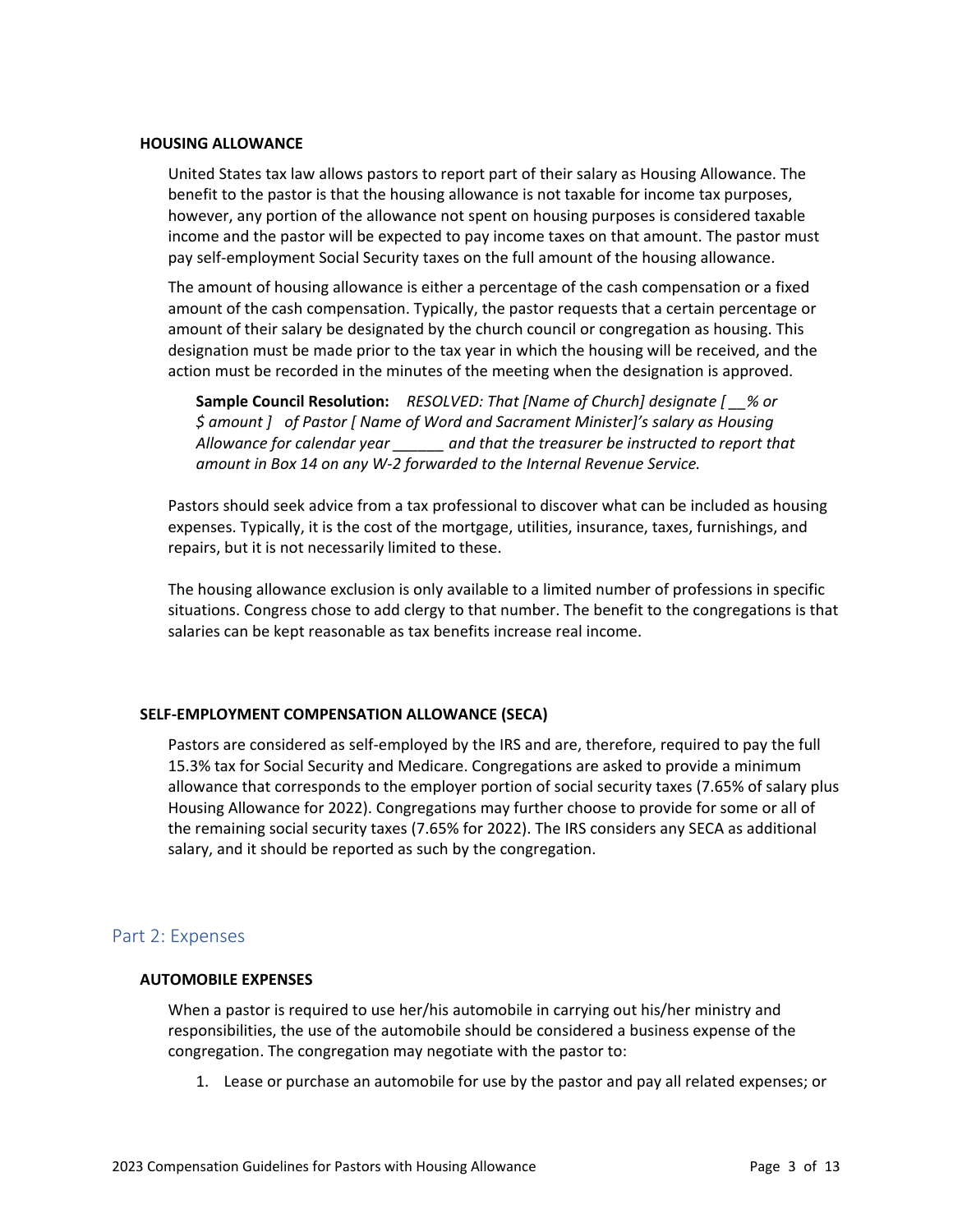### HOUSING ALLOWANCE

United States tax law allows pastors to report part of their salary as Housing Allowance. The benefit to the pastor is that the housing allowance is not taxable for income tax purposes, however, any portion of the allowance not spent on housing purposes is considered taxable income and the pastor will be expected to pay income taxes on that amount. The pastor must pay self-employment Social Security taxes on the full amount of the housing allowance.

The amount of housing allowance is either a percentage of the cash compensation or a fixed amount of the cash compensation. Typically, the pastor requests that a certain percentage or amount of their salary be designated by the church council or congregation as housing. This designation must be made prior to the tax year in which the housing will be received, and the action must be recorded in the minutes of the meeting when the designation is approved.

> **Sample Council Resolution:** *RESOLVED: That [Name of Church] designate [ __% or $ amount ] of Pastor [ Name of Word and Sacrament Minister]'s salary as Housing Allowance for calendar year ______ and that the treasurer be instructed to report that amount in Box 14 on any W-2 forwarded to the Internal Revenue Service.*

Pastors should seek advice from a tax professional to discover what can be included as housing expenses. Typically, it is the cost of the mortgage, utilities, insurance, taxes, furnishings, and repairs, but it is not necessarily limited to these.

The housing allowance exclusion is only available to a limited number of professions in specific situations. Congress chose to add clergy to that number. The benefit to the congregations is that salaries can be kept reasonable as tax benefits increase real income.

### SELF-EMPLOYMENT COMPENSATION ALLOWANCE (SECA)

Pastors are considered as self-employed by the IRS and are, therefore, required to pay the full 15.3% tax for Social Security and Medicare. Congregations are asked to provide a minimum allowance that corresponds to the employer portion of social security taxes (7.65% of salary plus Housing Allowance for 2022). Congregations may further choose to provide for some or all of the remaining social security taxes (7.65% for 2022). The IRS considers any SECA as additional salary, and it should be reported as such by the congregation.

## Part 2: Expenses

### AUTOMOBILE EXPENSES

When a pastor is required to use her/his automobile in carrying out his/her ministry and responsibilities, the use of the automobile should be considered a business expense of the congregation. The congregation may negotiate with the pastor to:

1. Lease or purchase an automobile for use by the pastor and pay all related expenses; or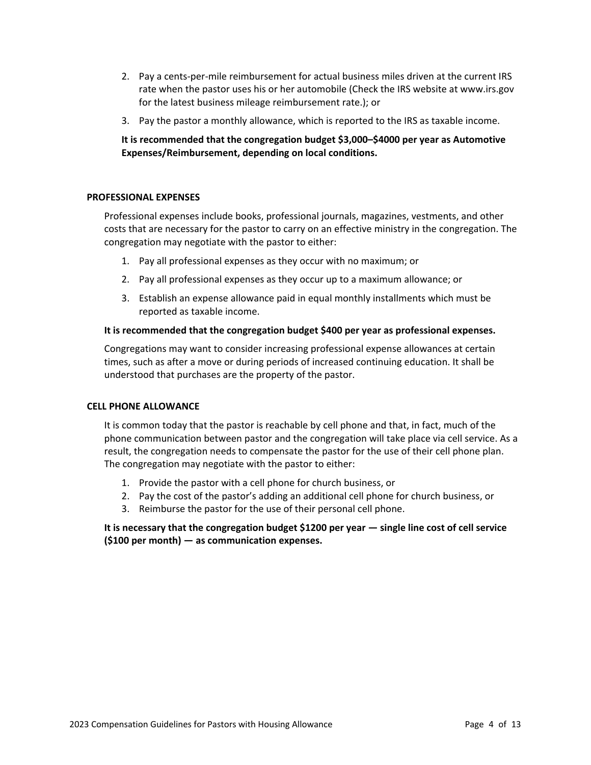2. Pay a cents-per-mile reimbursement for actual business miles driven at the current IRS rate when the pastor uses his or her automobile (Check the IRS website at www.irs.gov for the latest business mileage reimbursement rate.); or
3. Pay the pastor a monthly allowance, which is reported to the IRS as taxable income.

**It is recommended that the congregation budget $3,000–$4000 per year as Automotive Expenses/Reimbursement, depending on local conditions.**

### PROFESSIONAL EXPENSES

Professional expenses include books, professional journals, magazines, vestments, and other costs that are necessary for the pastor to carry on an effective ministry in the congregation. The congregation may negotiate with the pastor to either:

1. Pay all professional expenses as they occur with no maximum; or
2. Pay all professional expenses as they occur up to a maximum allowance; or
3. Establish an expense allowance paid in equal monthly installments which must be reported as taxable income.

**It is recommended that the congregation budget $400 per year as professional expenses.**

Congregations may want to consider increasing professional expense allowances at certain times, such as after a move or during periods of increased continuing education. It shall be understood that purchases are the property of the pastor.

### CELL PHONE ALLOWANCE

It is common today that the pastor is reachable by cell phone and that, in fact, much of the phone communication between pastor and the congregation will take place via cell service. As a result, the congregation needs to compensate the pastor for the use of their cell phone plan. The congregation may negotiate with the pastor to either:

1. Provide the pastor with a cell phone for church business, or
2. Pay the cost of the pastor's adding an additional cell phone for church business, or
3. Reimburse the pastor for the use of their personal cell phone.

**It is necessary that the congregation budget $1200 per year — single line cost of cell service ($100 per month) — as communication expenses.**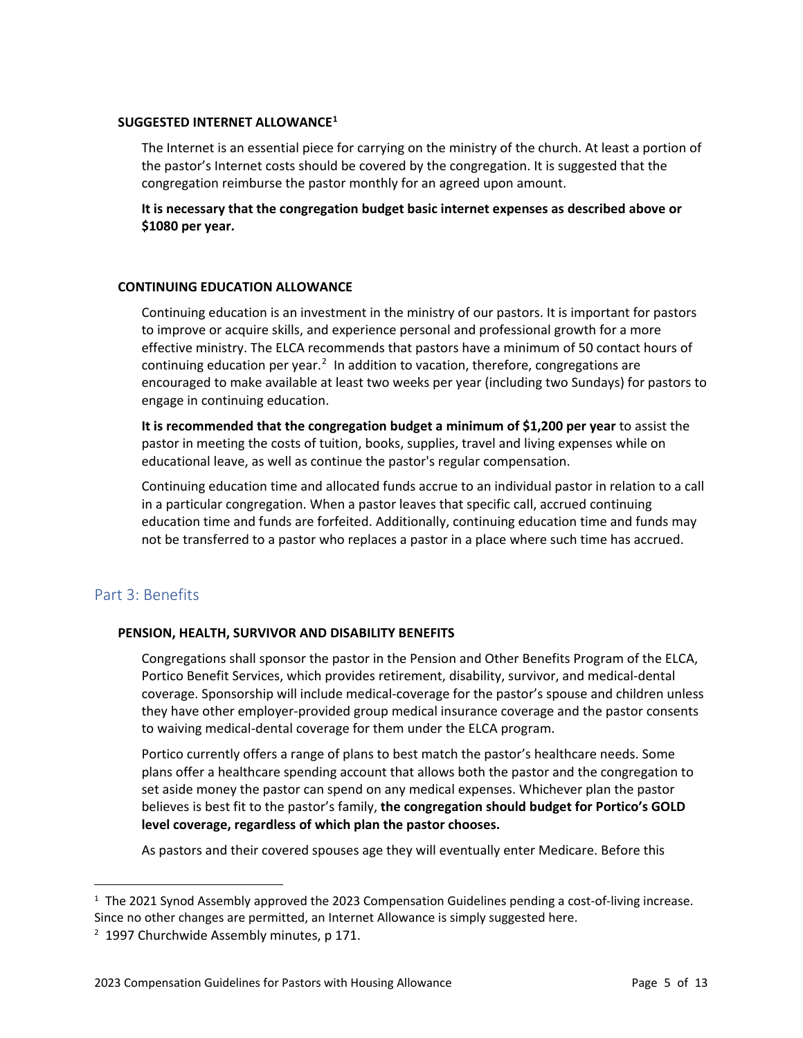### SUGGESTED INTERNET ALLOWANCE[1]

The Internet is an essential piece for carrying on the ministry of the church. At least a portion of the pastor's Internet costs should be covered by the congregation. It is suggested that the congregation reimburse the pastor monthly for an agreed upon amount.

**It is necessary that the congregation budget basic internet expenses as described above or $1080 per year.**

### CONTINUING EDUCATION ALLOWANCE

Continuing education is an investment in the ministry of our pastors. It is important for pastors to improve or acquire skills, and experience personal and professional growth for a more effective ministry. The ELCA recommends that pastors have a minimum of 50 contact hours of continuing education per year.[2] In addition to vacation, therefore, congregations are encouraged to make available at least two weeks per year (including two Sundays) for pastors to engage in continuing education.

**It is recommended that the congregation budget a minimum of $1,200 per year** to assist the pastor in meeting the costs of tuition, books, supplies, travel and living expenses while on educational leave, as well as continue the pastor's regular compensation.

Continuing education time and allocated funds accrue to an individual pastor in relation to a call in a particular congregation. When a pastor leaves that specific call, accrued continuing education time and funds are forfeited. Additionally, continuing education time and funds may not be transferred to a pastor who replaces a pastor in a place where such time has accrued.

## Part 3: Benefits

### PENSION, HEALTH, SURVIVOR AND DISABILITY BENEFITS

Congregations shall sponsor the pastor in the Pension and Other Benefits Program of the ELCA, Portico Benefit Services, which provides retirement, disability, survivor, and medical-dental coverage. Sponsorship will include medical-coverage for the pastor's spouse and children unless they have other employer-provided group medical insurance coverage and the pastor consents to waiving medical-dental coverage for them under the ELCA program.

Portico currently offers a range of plans to best match the pastor's healthcare needs. Some plans offer a healthcare spending account that allows both the pastor and the congregation to set aside money the pastor can spend on any medical expenses. Whichever plan the pastor believes is best fit to the pastor's family, **the congregation should budget for Portico's GOLD level coverage, regardless of which plan the pastor chooses.**

As pastors and their covered spouses age they will eventually enter Medicare. Before this

---

[1] The 2021 Synod Assembly approved the 2023 Compensation Guidelines pending a cost-of-living increase. Since no other changes are permitted, an Internet Allowance is simply suggested here.

[2] 1997 Churchwide Assembly minutes, p 171.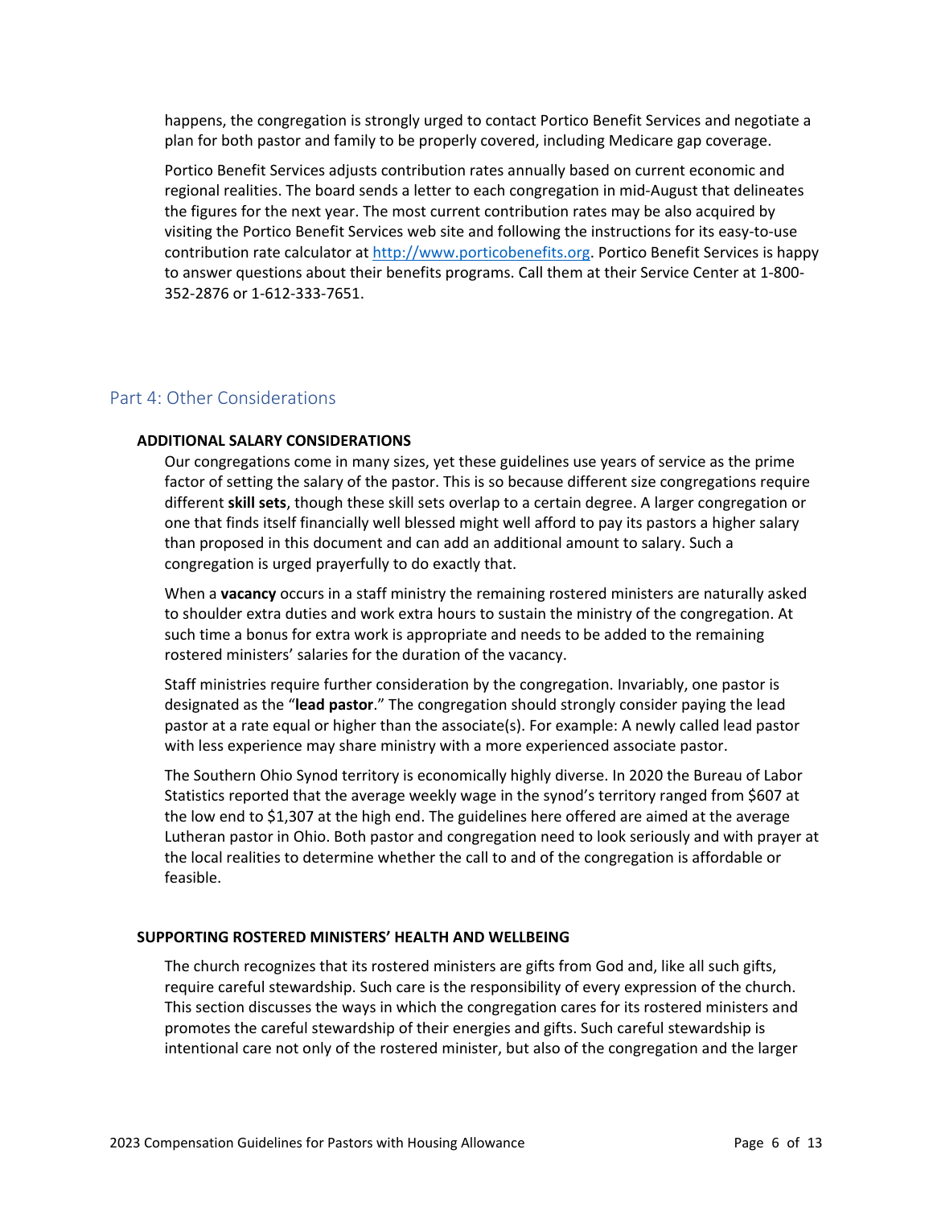happens, the congregation is strongly urged to contact Portico Benefit Services and negotiate a plan for both pastor and family to be properly covered, including Medicare gap coverage.

Portico Benefit Services adjusts contribution rates annually based on current economic and regional realities. The board sends a letter to each congregation in mid-August that delineates the figures for the next year. The most current contribution rates may be also acquired by visiting the Portico Benefit Services web site and following the instructions for its easy-to-use contribution rate calculator at http://www.porticobenefits.org. Portico Benefit Services is happy to answer questions about their benefits programs. Call them at their Service Center at 1-800-352-2876 or 1-612-333-7651.

## Part 4: Other Considerations

### ADDITIONAL SALARY CONSIDERATIONS

Our congregations come in many sizes, yet these guidelines use years of service as the prime factor of setting the salary of the pastor. This is so because different size congregations require different **skill sets**, though these skill sets overlap to a certain degree. A larger congregation or one that finds itself financially well blessed might well afford to pay its pastors a higher salary than proposed in this document and can add an additional amount to salary. Such a congregation is urged prayerfully to do exactly that.

When a **vacancy** occurs in a staff ministry the remaining rostered ministers are naturally asked to shoulder extra duties and work extra hours to sustain the ministry of the congregation. At such time a bonus for extra work is appropriate and needs to be added to the remaining rostered ministers' salaries for the duration of the vacancy.

Staff ministries require further consideration by the congregation. Invariably, one pastor is designated as the "**lead pastor**." The congregation should strongly consider paying the lead pastor at a rate equal or higher than the associate(s). For example: A newly called lead pastor with less experience may share ministry with a more experienced associate pastor.

The Southern Ohio Synod territory is economically highly diverse. In 2020 the Bureau of Labor Statistics reported that the average weekly wage in the synod's territory ranged from $607 at the low end to $1,307 at the high end. The guidelines here offered are aimed at the average Lutheran pastor in Ohio. Both pastor and congregation need to look seriously and with prayer at the local realities to determine whether the call to and of the congregation is affordable or feasible.

### SUPPORTING ROSTERED MINISTERS' HEALTH AND WELLBEING

The church recognizes that its rostered ministers are gifts from God and, like all such gifts, require careful stewardship. Such care is the responsibility of every expression of the church. This section discusses the ways in which the congregation cares for its rostered ministers and promotes the careful stewardship of their energies and gifts. Such careful stewardship is intentional care not only of the rostered minister, but also of the congregation and the larger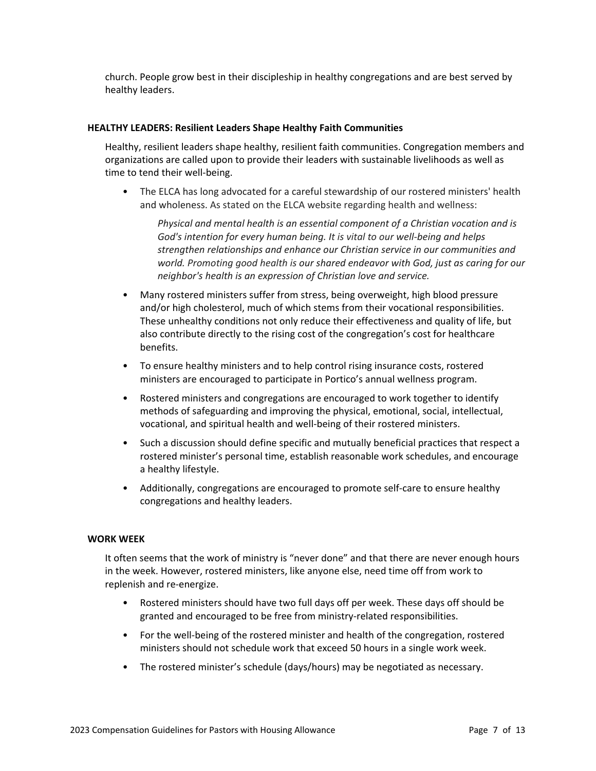church. People grow best in their discipleship in healthy congregations and are best served by healthy leaders.

**HEALTHY LEADERS: Resilient Leaders Shape Healthy Faith Communities**

Healthy, resilient leaders shape healthy, resilient faith communities. Congregation members and organizations are called upon to provide their leaders with sustainable livelihoods as well as time to tend their well-being.

- The ELCA has long advocated for a careful stewardship of our rostered ministers' health and wholeness. As stated on the ELCA website regarding health and wellness:

  *Physical and mental health is an essential component of a Christian vocation and is God's intention for every human being. It is vital to our well-being and helps strengthen relationships and enhance our Christian service in our communities and world. Promoting good health is our shared endeavor with God, just as caring for our neighbor's health is an expression of Christian love and service.*

- Many rostered ministers suffer from stress, being overweight, high blood pressure and/or high cholesterol, much of which stems from their vocational responsibilities. These unhealthy conditions not only reduce their effectiveness and quality of life, but also contribute directly to the rising cost of the congregation's cost for healthcare benefits.
- To ensure healthy ministers and to help control rising insurance costs, rostered ministers are encouraged to participate in Portico's annual wellness program.
- Rostered ministers and congregations are encouraged to work together to identify methods of safeguarding and improving the physical, emotional, social, intellectual, vocational, and spiritual health and well-being of their rostered ministers.
- Such a discussion should define specific and mutually beneficial practices that respect a rostered minister's personal time, establish reasonable work schedules, and encourage a healthy lifestyle.
- Additionally, congregations are encouraged to promote self-care to ensure healthy congregations and healthy leaders.

**WORK WEEK**

It often seems that the work of ministry is "never done" and that there are never enough hours in the week. However, rostered ministers, like anyone else, need time off from work to replenish and re-energize.

- Rostered ministers should have two full days off per week. These days off should be granted and encouraged to be free from ministry-related responsibilities.
- For the well-being of the rostered minister and health of the congregation, rostered ministers should not schedule work that exceed 50 hours in a single work week.
- The rostered minister's schedule (days/hours) may be negotiated as necessary.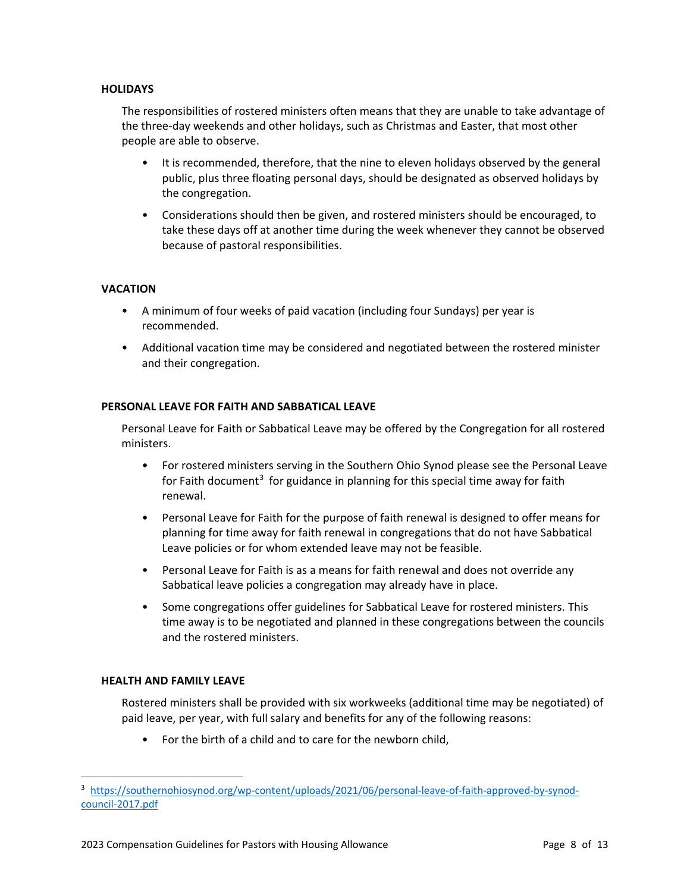### HOLIDAYS

The responsibilities of rostered ministers often means that they are unable to take advantage of the three-day weekends and other holidays, such as Christmas and Easter, that most other people are able to observe.

- It is recommended, therefore, that the nine to eleven holidays observed by the general public, plus three floating personal days, should be designated as observed holidays by the congregation.
- Considerations should then be given, and rostered ministers should be encouraged, to take these days off at another time during the week whenever they cannot be observed because of pastoral responsibilities.

### VACATION

- A minimum of four weeks of paid vacation (including four Sundays) per year is recommended.
- Additional vacation time may be considered and negotiated between the rostered minister and their congregation.

### PERSONAL LEAVE FOR FAITH AND SABBATICAL LEAVE

Personal Leave for Faith or Sabbatical Leave may be offered by the Congregation for all rostered ministers.

- For rostered ministers serving in the Southern Ohio Synod please see the Personal Leave for Faith document[3] for guidance in planning for this special time away for faith renewal.
- Personal Leave for Faith for the purpose of faith renewal is designed to offer means for planning for time away for faith renewal in congregations that do not have Sabbatical Leave policies or for whom extended leave may not be feasible.
- Personal Leave for Faith is as a means for faith renewal and does not override any Sabbatical leave policies a congregation may already have in place.
- Some congregations offer guidelines for Sabbatical Leave for rostered ministers. This time away is to be negotiated and planned in these congregations between the councils and the rostered ministers.

### HEALTH AND FAMILY LEAVE

Rostered ministers shall be provided with six workweeks (additional time may be negotiated) of paid leave, per year, with full salary and benefits for any of the following reasons:

- For the birth of a child and to care for the newborn child,

[3] https://southernohiosynod.org/wp-content/uploads/2021/06/personal-leave-of-faith-approved-by-synod-council-2017.pdf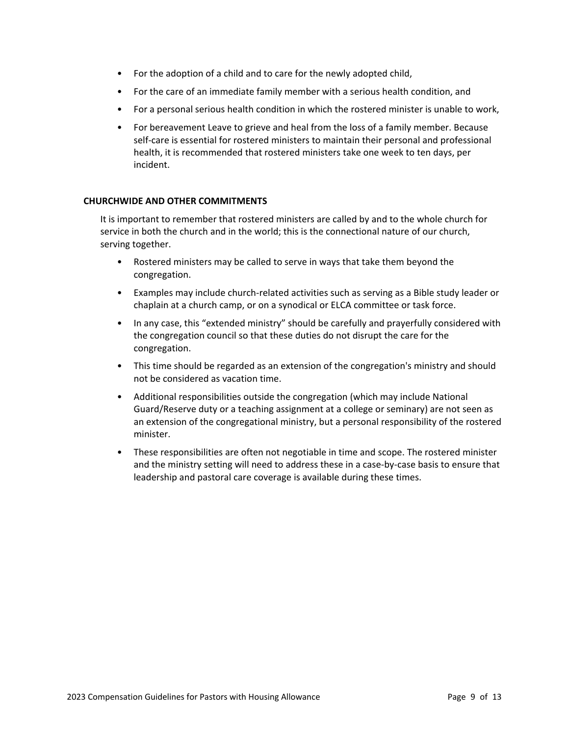- For the adoption of a child and to care for the newly adopted child,
- For the care of an immediate family member with a serious health condition, and
- For a personal serious health condition in which the rostered minister is unable to work,
- For bereavement Leave to grieve and heal from the loss of a family member. Because self-care is essential for rostered ministers to maintain their personal and professional health, it is recommended that rostered ministers take one week to ten days, per incident.

**CHURCHWIDE AND OTHER COMMITMENTS**

It is important to remember that rostered ministers are called by and to the whole church for service in both the church and in the world; this is the connectional nature of our church, serving together.

- Rostered ministers may be called to serve in ways that take them beyond the congregation.
- Examples may include church-related activities such as serving as a Bible study leader or chaplain at a church camp, or on a synodical or ELCA committee or task force.
- In any case, this "extended ministry" should be carefully and prayerfully considered with the congregation council so that these duties do not disrupt the care for the congregation.
- This time should be regarded as an extension of the congregation's ministry and should not be considered as vacation time.
- Additional responsibilities outside the congregation (which may include National Guard/Reserve duty or a teaching assignment at a college or seminary) are not seen as an extension of the congregational ministry, but a personal responsibility of the rostered minister.
- These responsibilities are often not negotiable in time and scope. The rostered minister and the ministry setting will need to address these in a case-by-case basis to ensure that leadership and pastoral care coverage is available during these times.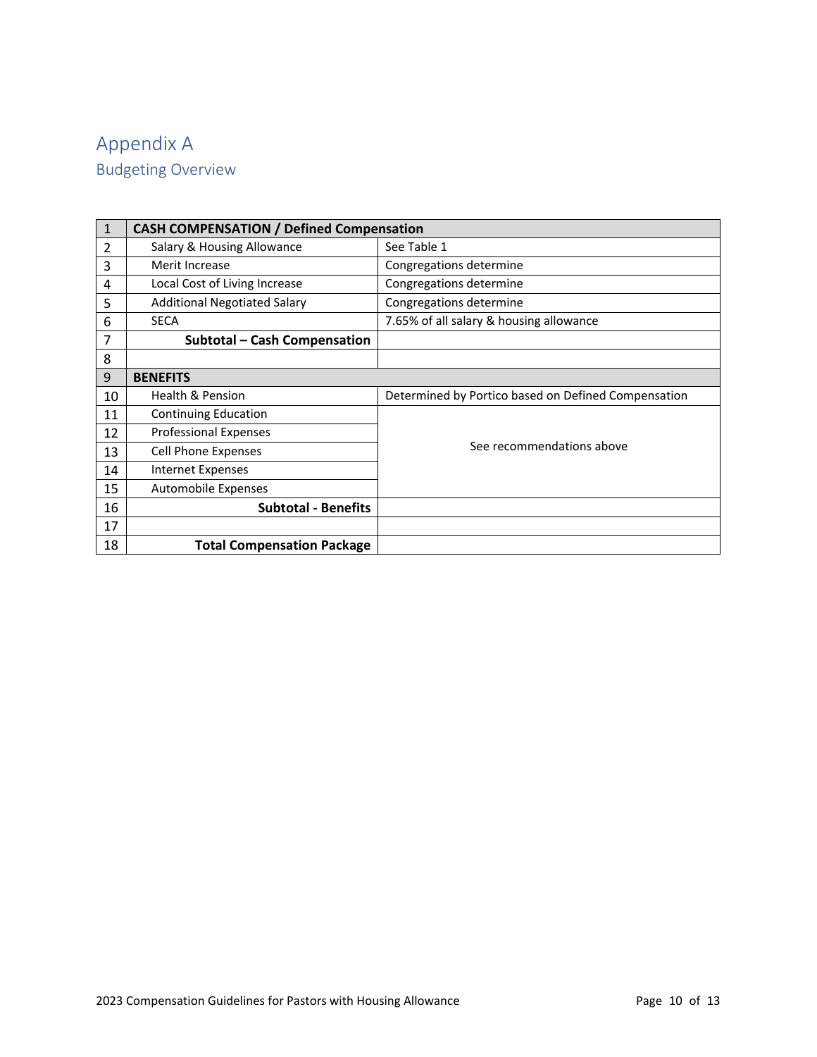# Appendix A

## Budgeting Overview

| 1 | **CASH COMPENSATION / Defined Compensation** | |
|---|---|---|
| 2 | Salary & Housing Allowance | See Table 1 |
| 3 | Merit Increase | Congregations determine |
| 4 | Local Cost of Living Increase | Congregations determine |
| 5 | Additional Negotiated Salary | Congregations determine |
| 6 | SECA | 7.65% of all salary & housing allowance |
| 7 | **Subtotal – Cash Compensation** | |
| 8 | | |
| 9 | **BENEFITS** | |
| 10 | Health & Pension | Determined by Portico based on Defined Compensation |
| 11 | Continuing Education | See recommendations above |
| 12 | Professional Expenses | |
| 13 | Cell Phone Expenses | |
| 14 | Internet Expenses | |
| 15 | Automobile Expenses | |
| 16 | **Subtotal - Benefits** | |
| 17 | | |
| 18 | **Total Compensation Package** | |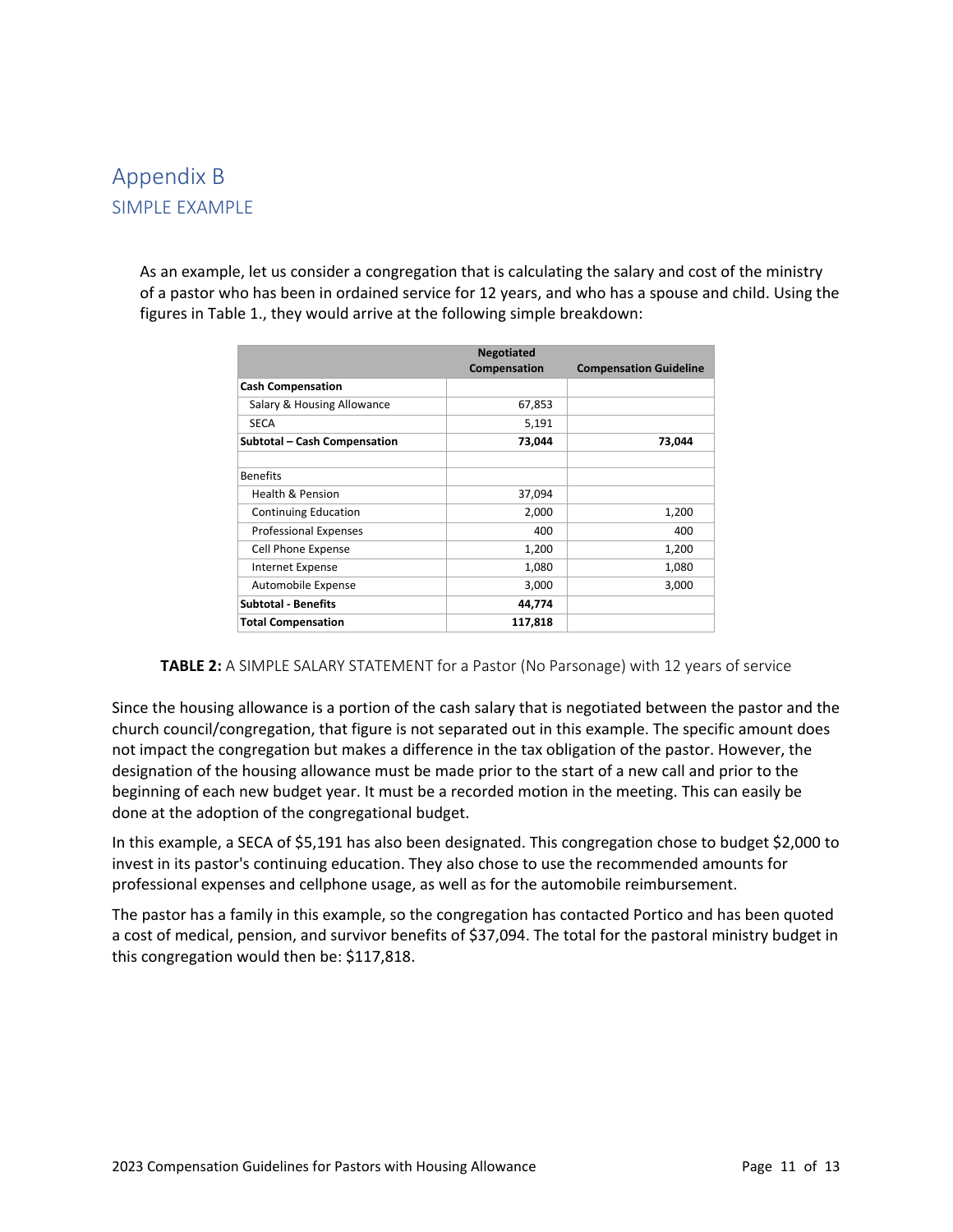# Appendix B

## SIMPLE EXAMPLE

As an example, let us consider a congregation that is calculating the salary and cost of the ministry of a pastor who has been in ordained service for 12 years, and who has a spouse and child. Using the figures in Table 1., they would arrive at the following simple breakdown:

| | Negotiated Compensation | Compensation Guideline |
|---|---|---|
| **Cash Compensation** | | |
| Salary & Housing Allowance | 67,853 | |
| SECA | 5,191 | |
| **Subtotal – Cash Compensation** | **73,044** | **73,044** |
| | | |
| Benefits | | |
| Health & Pension | 37,094 | |
| Continuing Education | 2,000 | 1,200 |
| Professional Expenses | 400 | 400 |
| Cell Phone Expense | 1,200 | 1,200 |
| Internet Expense | 1,080 | 1,080 |
| Automobile Expense | 3,000 | 3,000 |
| **Subtotal - Benefits** | **44,774** | |
| **Total Compensation** | **117,818** | |

**TABLE 2:** A SIMPLE SALARY STATEMENT for a Pastor (No Parsonage) with 12 years of service

Since the housing allowance is a portion of the cash salary that is negotiated between the pastor and the church council/congregation, that figure is not separated out in this example. The specific amount does not impact the congregation but makes a difference in the tax obligation of the pastor. However, the designation of the housing allowance must be made prior to the start of a new call and prior to the beginning of each new budget year. It must be a recorded motion in the meeting. This can easily be done at the adoption of the congregational budget.

In this example, a SECA of $5,191 has also been designated. This congregation chose to budget $2,000 to invest in its pastor's continuing education. They also chose to use the recommended amounts for professional expenses and cellphone usage, as well as for the automobile reimbursement.

The pastor has a family in this example, so the congregation has contacted Portico and has been quoted a cost of medical, pension, and survivor benefits of $37,094. The total for the pastoral ministry budget in this congregation would then be: $117,818.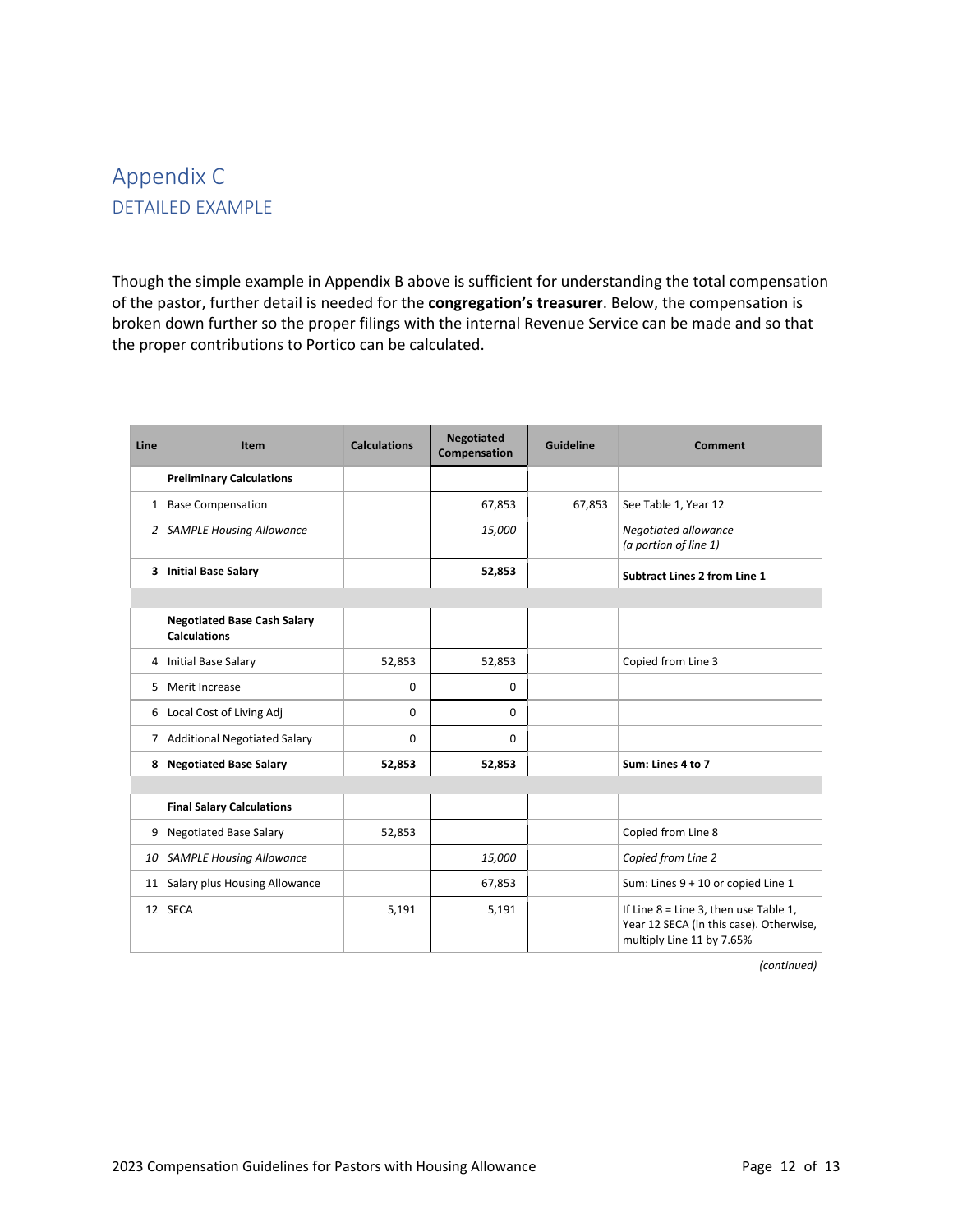# Appendix C

## DETAILED EXAMPLE

Though the simple example in Appendix B above is sufficient for understanding the total compensation of the pastor, further detail is needed for the **congregation's treasurer**. Below, the compensation is broken down further so the proper filings with the internal Revenue Service can be made and so that the proper contributions to Portico can be calculated.

| Line | Item | Calculations | Negotiated Compensation | Guideline | Comment |
|---|---|---|---|---|---|
| | **Preliminary Calculations** | | | | |
| 1 | Base Compensation | | 67,853 | 67,853 | See Table 1, Year 12 |
| *2* | *SAMPLE Housing Allowance* | | *15,000* | | *Negotiated allowance (a portion of line 1)* |
| **3** | **Initial Base Salary** | | **52,853** | | **Subtract Lines 2 from Line 1** |
| | | | | | |
| | **Negotiated Base Cash Salary Calculations** | | | | |
| 4 | Initial Base Salary | 52,853 | 52,853 | | Copied from Line 3 |
| 5 | Merit Increase | 0 | 0 | | |
| 6 | Local Cost of Living Adj | 0 | 0 | | |
| 7 | Additional Negotiated Salary | 0 | 0 | | |
| **8** | **Negotiated Base Salary** | **52,853** | **52,853** | | **Sum: Lines 4 to 7** |
| | | | | | |
| | **Final Salary Calculations** | | | | |
| 9 | Negotiated Base Salary | 52,853 | | | Copied from Line 8 |
| *10* | *SAMPLE Housing Allowance* | | *15,000* | | *Copied from Line 2* |
| 11 | Salary plus Housing Allowance | | 67,853 | | Sum: Lines 9 + 10 or copied Line 1 |
| 12 | SECA | 5,191 | 5,191 | | If Line 8 = Line 3, then use Table 1, Year 12 SECA (in this case). Otherwise, multiply Line 11 by 7.65% |

*(continued)*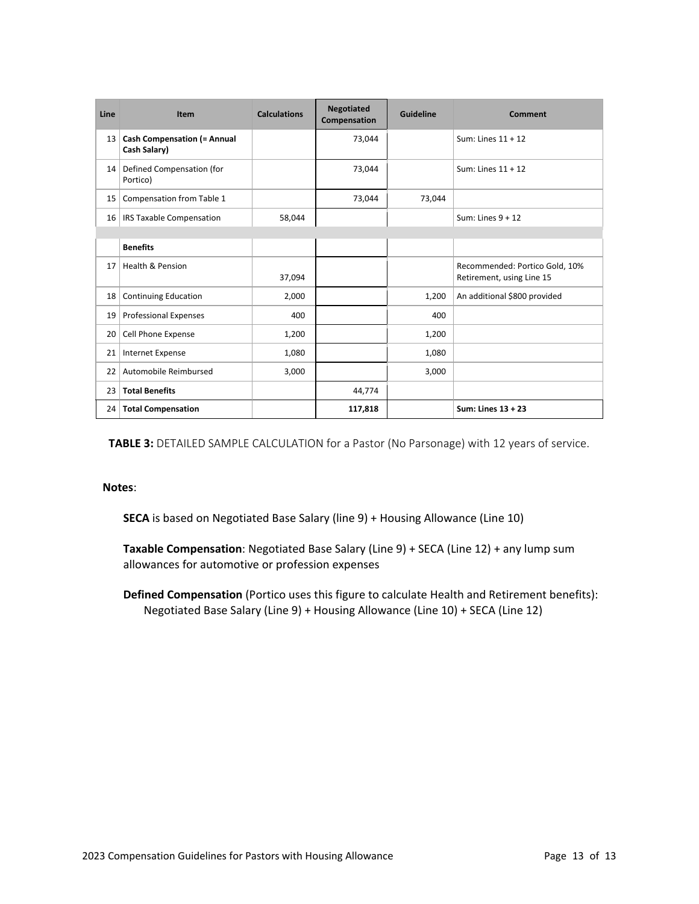| Line | Item | Calculations | Negotiated Compensation | Guideline | Comment |
|---|---|---|---|---|---|
| 13 | **Cash Compensation (= Annual Cash Salary)** | | 73,044 | | Sum: Lines 11 + 12 |
| 14 | Defined Compensation (for Portico) | | 73,044 | | Sum: Lines 11 + 12 |
| 15 | Compensation from Table 1 | | 73,044 | 73,044 | |
| 16 | IRS Taxable Compensation | 58,044 | | | Sum: Lines 9 + 12 |
| | | | | | |
| | **Benefits** | | | | |
| 17 | Health & Pension | 37,094 | | | Recommended: Portico Gold, 10% Retirement, using Line 15 |
| 18 | Continuing Education | 2,000 | | 1,200 | An additional $800 provided |
| 19 | Professional Expenses | 400 | | 400 | |
| 20 | Cell Phone Expense | 1,200 | | 1,200 | |
| 21 | Internet Expense | 1,080 | | 1,080 | |
| 22 | Automobile Reimbursed | 3,000 | | 3,000 | |
| 23 | **Total Benefits** | | 44,774 | | |
| 24 | **Total Compensation** | | **117,818** | | **Sum: Lines 13 + 23** |

**TABLE 3:** DETAILED SAMPLE CALCULATION for a Pastor (No Parsonage) with 12 years of service.

**Notes**:

**SECA** is based on Negotiated Base Salary (line 9) + Housing Allowance (Line 10)

**Taxable Compensation**: Negotiated Base Salary (Line 9) + SECA (Line 12) + any lump sum allowances for automotive or profession expenses

**Defined Compensation** (Portico uses this figure to calculate Health and Retirement benefits): Negotiated Base Salary (Line 9) + Housing Allowance (Line 10) + SECA (Line 12)